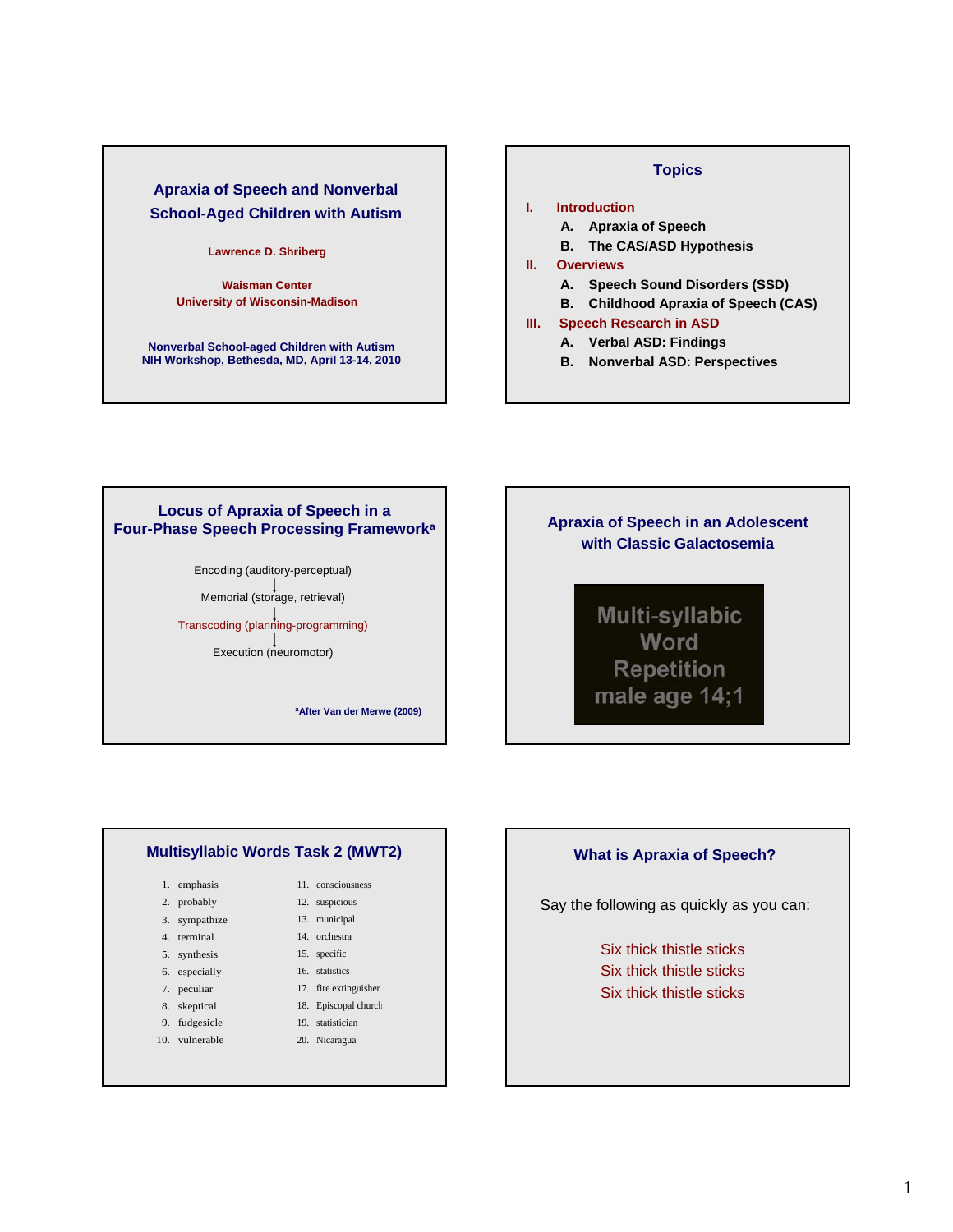## Apraxia of Speech and Nonverbal School-Aged Children with Autism

Lawrence D. Shriberg

Waisman Center
University of Wisconsin-Madison

Nonverbal School-aged Children with Autism
NIH Workshop, Bethesda, MD, April 13-14, 2010

## Topics

I. Introduction
   A. Apraxia of Speech
   B. The CAS/ASD Hypothesis
II. Overviews
   A. Speech Sound Disorders (SSD)
   B. Childhood Apraxia of Speech (CAS)
III. Speech Research in ASD
   A. Verbal ASD: Findings
   B. Nonverbal ASD: Perspectives

## Locus of Apraxia of Speech in a Four-Phase Speech Processing Framework[a]

Encoding (auditory-perceptual)
↓
Memorial (storage, retrieval)
↓
Transcoding (planning-programming)
↓
Execution (neuromotor)

[a]After Van der Merwe (2009)

## Apraxia of Speech in an Adolescent with Classic Galactosemia

Multi-syllabic Word Repetition male age 14;1

## Multisyllabic Words Task 2 (MWT2)

1. emphasis
2. probably
3. sympathize
4. terminal
5. synthesis
6. especially
7. peculiar
8. skeptical
9. fudgesicle
10. vulnerable
11. consciousness
12. suspicious
13. municipal
14. orchestra
15. specific
16. statistics
17. fire extinguisher
18. Episcopal church
19. statistician
20. Nicaragua

## What is Apraxia of Speech?

Say the following as quickly as you can:

Six thick thistle sticks
Six thick thistle sticks
Six thick thistle sticks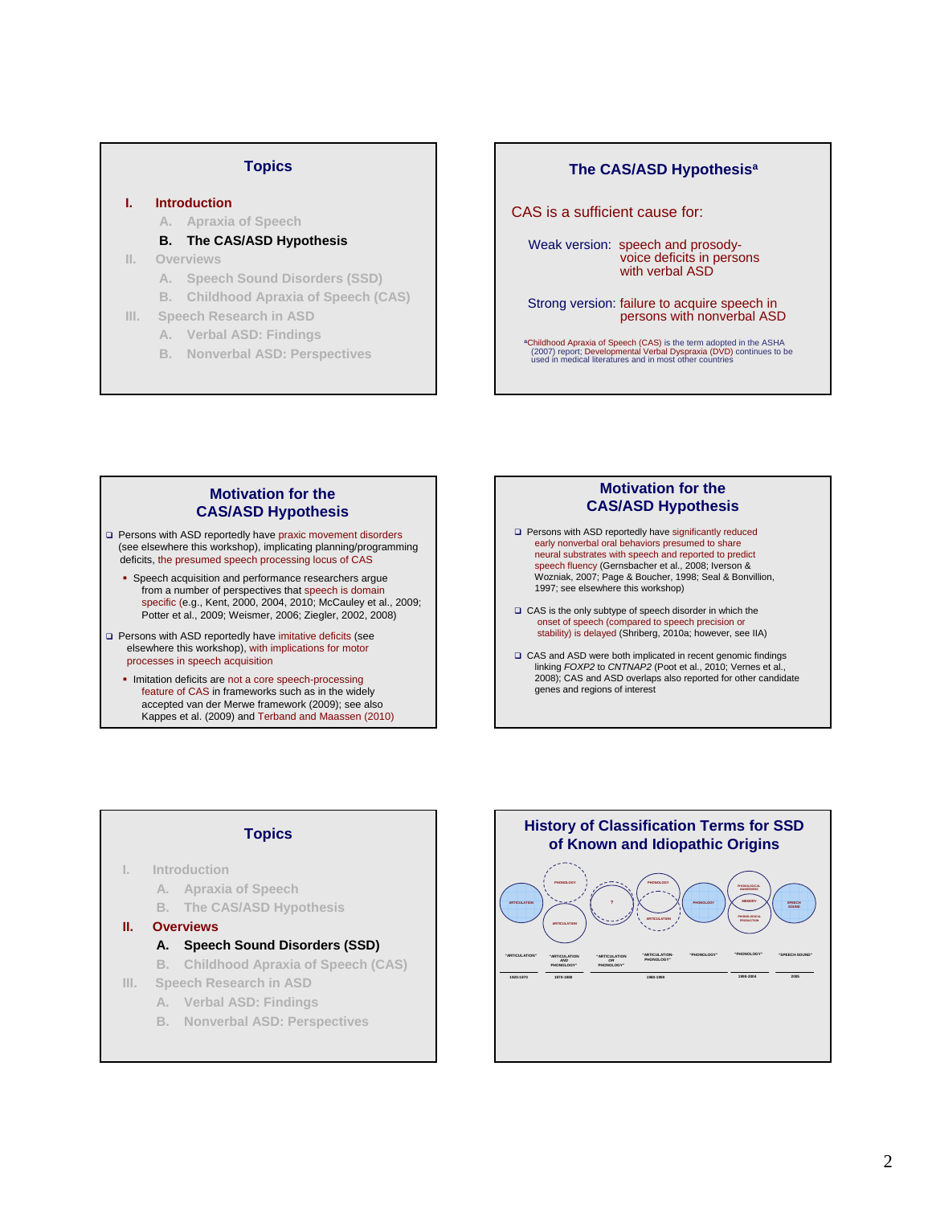## Topics

**I. Introduction**

- A. Apraxia of Speech
- **B. The CAS/ASD Hypothesis**

II. Overviews

- A. Speech Sound Disorders (SSD)
- B. Childhood Apraxia of Speech (CAS)

III. Speech Research in ASD

- A. Verbal ASD: Findings
- B. Nonverbal ASD: Perspectives

## The CAS/ASD Hypothesis[a]

CAS is a sufficient cause for:

Weak version: speech and prosody-voice deficits in persons with verbal ASD

Strong version: failure to acquire speech in persons with nonverbal ASD

[a]Childhood Apraxia of Speech (CAS) is the term adopted in the ASHA (2007) report; Developmental Verbal Dyspraxia (DVD) continues to be used in medical literatures and in most other countries

## Motivation for the CAS/ASD Hypothesis

- Persons with ASD reportedly have praxic movement disorders (see elsewhere this workshop), implicating planning/programming deficits, the presumed speech processing locus of CAS
  - Speech acquisition and performance researchers argue from a number of perspectives that speech is domain specific (e.g., Kent, 2000, 2004, 2010; McCauley et al., 2009; Potter et al., 2009; Weismer, 2006; Ziegler, 2002, 2008)
- Persons with ASD reportedly have imitative deficits (see elsewhere this workshop), with implications for motor processes in speech acquisition
  - Imitation deficits are not a core speech-processing feature of CAS in frameworks such as in the widely accepted van der Merwe framework (2009); see also Kappes et al. (2009) and Terband and Maassen (2010)

## Motivation for the CAS/ASD Hypothesis

- Persons with ASD reportedly have significantly reduced early nonverbal oral behaviors presumed to share neural substrates with speech and reported to predict speech fluency (Gernsbacher et al., 2008; Iverson & Wozniak, 2007; Page & Boucher, 1998; Seal & Bonvillion, 1997; see elsewhere this workshop)
- CAS is the only subtype of speech disorder in which the onset of speech (compared to speech precision or stability) is delayed (Shriberg, 2010a; however, see IIA)
- CAS and ASD were both implicated in recent genomic findings linking *FOXP2* to *CNTNAP2* (Poot et al., 2010; Vernes et al., 2008); CAS and ASD overlaps also reported for other candidate genes and regions of interest

## Topics

I. Introduction

- A. Apraxia of Speech
- B. The CAS/ASD Hypothesis

**II. Overviews**

- **A. Speech Sound Disorders (SSD)**
- B. Childhood Apraxia of Speech (CAS)

III. Speech Research in ASD

- A. Verbal ASD: Findings
- B. Nonverbal ASD: Perspectives

## History of Classification Terms for SSD of Known and Idiopathic Origins

| "ARTICULATION" | "ARTICULATION AND PHONOLOGY" | "ARTICULATION OR PHONOLOGY" | "ARTICULATION-PHONOLOGY" | "PHONOLOGY" | "PHONOLOGY" | "SPEECH SOUND" |
|---|---|---|---|---|---|---|
| 1920-1970 | 1970-1980 | | 1980-1990 | | 1990-2004 | 2005 |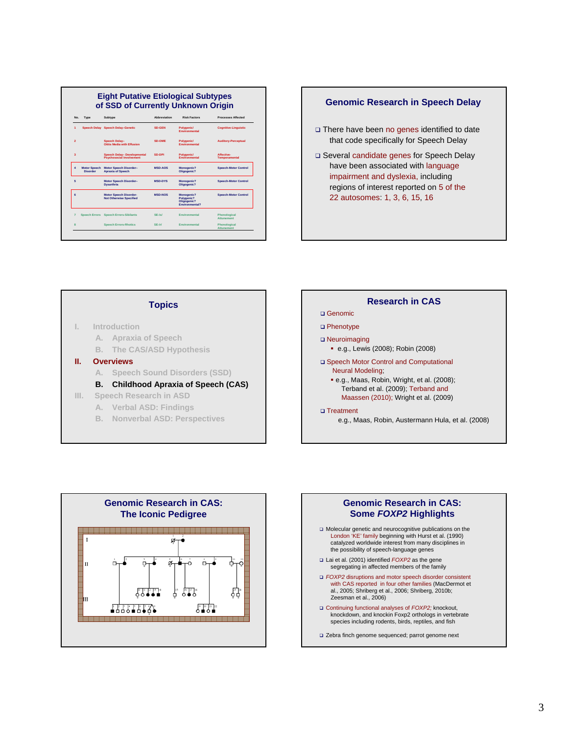## Eight Putative Etiological Subtypes of SSD of Currently Unknown Origin

| No. | Type | Subtype | Abbreviation | Risk Factors | Processes Affected |
|---|---|---|---|---|---|
| 1 | Speech Delay | Speech Delay–Genetic | SD-GEN | Polygenic/ Environmental | Cognitive-Linguistic |
| 2 | | Speech Delay– Otitis Media with Effusion | SD-OME | Polygenic/ Environmental | Auditory-Perceptual |
| 3 | | Speech Delay– Developmental Psychosocial Involvement | SD-DPI | Polygenic/ Environmental | Affective-Temperamental |
| 4 | Motor Speech Disorder | Motor Speech Disorder– Apraxia of Speech | MSD-AOS | Monogenic? Oligogenic? | Speech-Motor Control |
| 5 | | Motor Speech Disorder– Dysarthria | MSD-DYS | Monogenic? Oligogenic? | Speech-Motor Control |
| 6 | | Motor Speech Disorder– Not Otherwise Specified | MSD-NOS | Monogenic? Polygenic? Oligogenic? Environmental? | Speech-Motor Control |
| 7 | Speech Errors | Speech Errors-Sibilants | SE-/s/ | Environmental | Phonological Attunement |
| 8 | | Speech Errors-Rhotics | SE-/r/ | Environmental | Phonological Attunement |

## Genomic Research in Speech Delay

- There have been no genes identified to date that code specifically for Speech Delay
- Several candidate genes for Speech Delay have been associated with language impairment and dyslexia, including regions of interest reported on 5 of the 22 autosomes: 1, 3, 6, 15, 16

## Topics

I. Introduction
   A. Apraxia of Speech
   B. The CAS/ASD Hypothesis

**II. Overviews**
   A. Speech Sound Disorders (SSD)
   **B. Childhood Apraxia of Speech (CAS)**

III. Speech Research in ASD
   A. Verbal ASD: Findings
   B. Nonverbal ASD: Perspectives

## Research in CAS

- Genomic
- Phenotype
- Neuroimaging
  - e.g., Lewis (2008); Robin (2008)
- Speech Motor Control and Computational Neural Modeling;
  - e.g., Maas, Robin, Wright, et al. (2008); Terband et al. (2009); Terband and Maassen (2010); Wright et al. (2009)
- Treatment
  - e.g., Maas, Robin, Austermann Hula, et al. (2008)

## Genomic Research in CAS: The Iconic Pedigree

## Genomic Research in CAS: Some *FOXP2* Highlights

- Molecular genetic and neurocognitive publications on the London 'KE' family beginning with Hurst et al. (1990) catalyzed worldwide interest from many disciplines in the possibility of speech-language genes
- Lai et al. (2001) identified *FOXP2* as the gene segregating in affected members of the family
- *FOXP2* disruptions and motor speech disorder consistent with CAS reported in four other families (MacDermot et al., 2005; Shriberg et al., 2006; Shriberg, 2010b; Zeesman et al., 2006)
- Continuing functional analyses of *FOXP2;* knockout, knockdown, and knockin Foxp2 orthologs in vertebrate species including rodents, birds, reptiles, and fish
- Zebra finch genome sequenced; parrot genome next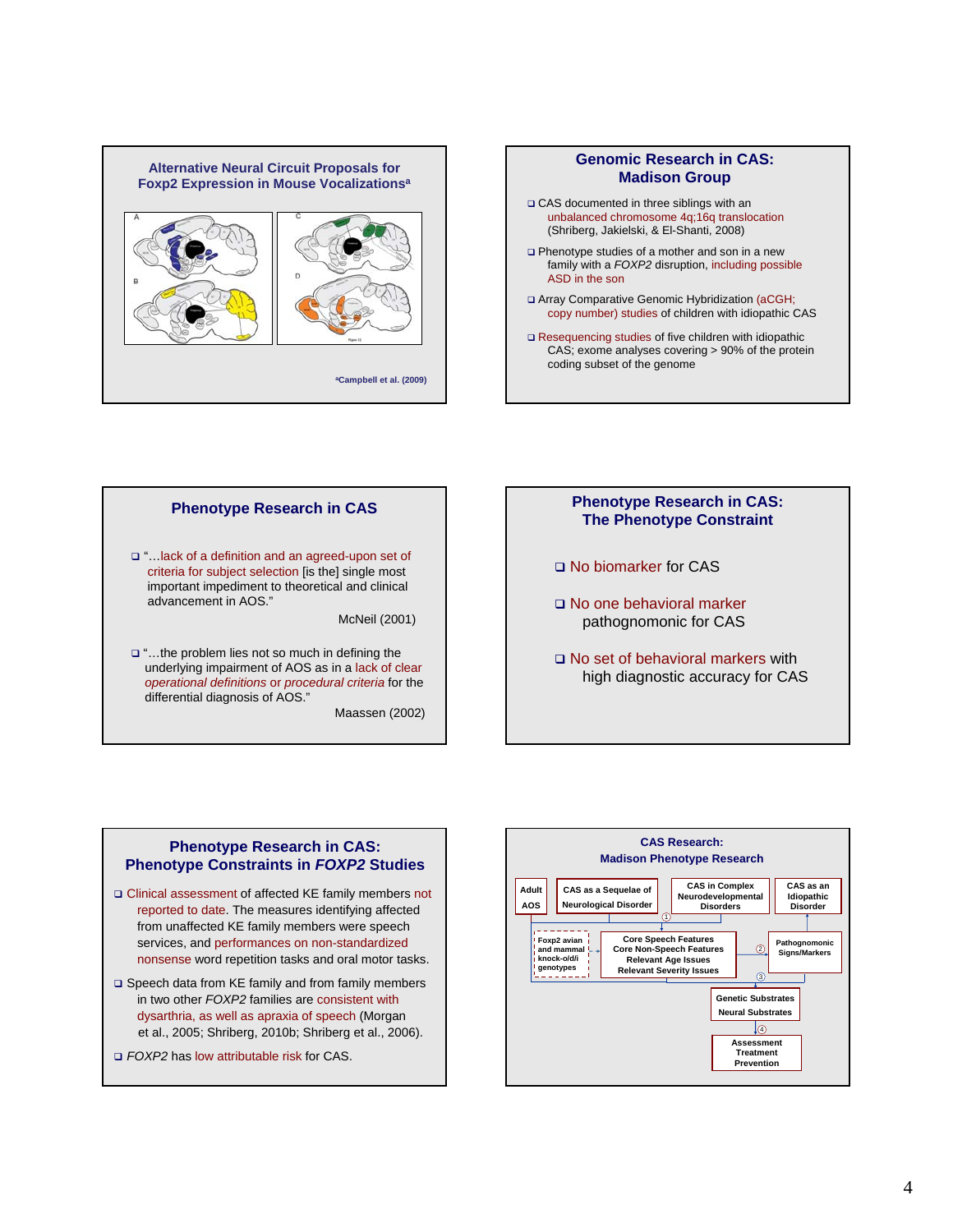## Alternative Neural Circuit Proposals for Foxp2 Expression in Mouse Vocalizations[a]

A B C D

Figure 12

[a]Campbell et al. (2009)

## Genomic Research in CAS: Madison Group

- CAS documented in three siblings with an unbalanced chromosome 4q;16q translocation (Shriberg, Jakielski, & El-Shanti, 2008)
- Phenotype studies of a mother and son in a new family with a *FOXP2* disruption, including possible ASD in the son
- Array Comparative Genomic Hybridization (aCGH; copy number) studies of children with idiopathic CAS
- Resequencing studies of five children with idiopathic CAS; exome analyses covering > 90% of the protein coding subset of the genome

## Phenotype Research in CAS

- "…lack of a definition and an agreed-upon set of criteria for subject selection [is the] single most important impediment to theoretical and clinical advancement in AOS."

  McNeil (2001)

- "…the problem lies not so much in defining the underlying impairment of AOS as in a lack of clear *operational definitions* or *procedural criteria* for the differential diagnosis of AOS."

  Maassen (2002)

## Phenotype Research in CAS: The Phenotype Constraint

- No biomarker for CAS
- No one behavioral marker pathognomonic for CAS
- No set of behavioral markers with high diagnostic accuracy for CAS

## Phenotype Research in CAS: Phenotype Constraints in *FOXP2* Studies

- Clinical assessment of affected KE family members not reported to date. The measures identifying affected from unaffected KE family members were speech services, and performances on non-standardized nonsense word repetition tasks and oral motor tasks.
- Speech data from KE family and from family members in two other *FOXP2* families are consistent with dysarthria, as well as apraxia of speech (Morgan et al., 2005; Shriberg, 2010b; Shriberg et al., 2006).
- *FOXP2* has low attributable risk for CAS.

## CAS Research: Madison Phenotype Research

Adult AOS | CAS as a Sequelae of Neurological Disorder | CAS in Complex Neurodevelopmental Disorders | CAS as an Idiopathic Disorder

Foxp2 avian and mammal knock-o/d/i genotypes

(1) Core Speech Features, Core Non-Speech Features, Relevant Age Issues, Relevant Severity Issues

(2) Pathognomonic Signs/Markers

(3) Genetic Substrates, Neural Substrates

(4) Assessment, Treatment, Prevention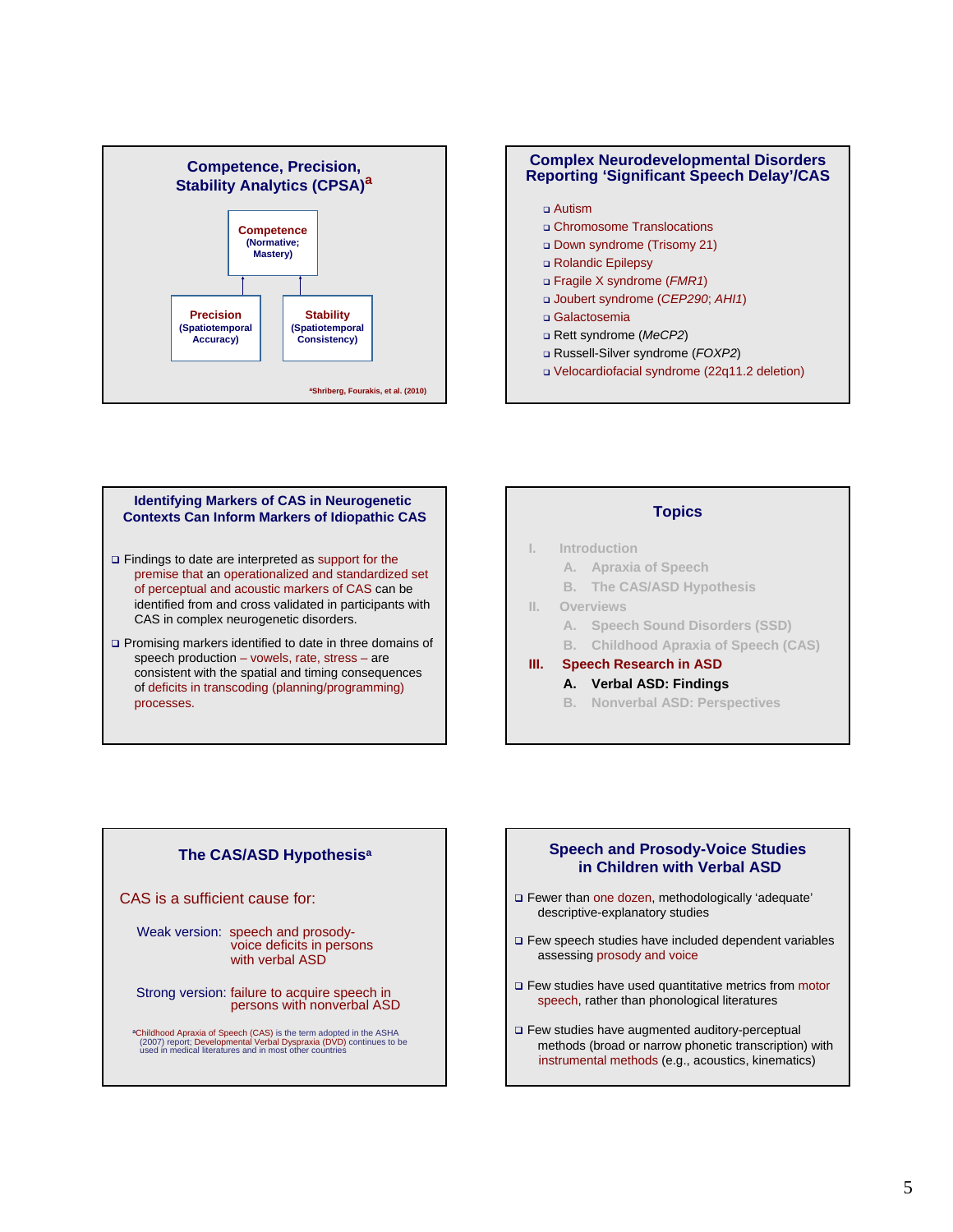## Competence, Precision, Stability Analytics (CPSA)[a]

- **Competence** (Normative; Mastery)
- **Precision** (Spatiotemporal Accuracy)
- **Stability** (Spatiotemporal Consistency)

[a]Shriberg, Fourakis, et al. (2010)

## Complex Neurodevelopmental Disorders Reporting 'Significant Speech Delay'/CAS

- Autism
- Chromosome Translocations
- Down syndrome (Trisomy 21)
- Rolandic Epilepsy
- Fragile X syndrome (*FMR1*)
- Joubert syndrome (*CEP290*; *AHI1*)
- Galactosemia
- Rett syndrome (*MeCP2*)
- Russell-Silver syndrome (*FOXP2*)
- Velocardiofacial syndrome (22q11.2 deletion)

## Identifying Markers of CAS in Neurogenetic Contexts Can Inform Markers of Idiopathic CAS

- Findings to date are interpreted as support for the premise that an operationalized and standardized set of perceptual and acoustic markers of CAS can be identified from and cross validated in participants with CAS in complex neurogenetic disorders.
- Promising markers identified to date in three domains of speech production – vowels, rate, stress – are consistent with the spatial and timing consequences of deficits in transcoding (planning/programming) processes.

## Topics

I. Introduction
  A. Apraxia of Speech
  B. The CAS/ASD Hypothesis
II. Overviews
  A. Speech Sound Disorders (SSD)
  B. Childhood Apraxia of Speech (CAS)
**III. Speech Research in ASD**
  **A. Verbal ASD: Findings**
  B. Nonverbal ASD: Perspectives

## The CAS/ASD Hypothesis[a]

CAS is a sufficient cause for:

Weak version: speech and prosody-voice deficits in persons with verbal ASD

Strong version: failure to acquire speech in persons with nonverbal ASD

[a]Childhood Apraxia of Speech (CAS) is the term adopted in the ASHA (2007) report; Developmental Verbal Dyspraxia (DVD) continues to be used in medical literatures and in most other countries

## Speech and Prosody-Voice Studies in Children with Verbal ASD

- Fewer than one dozen, methodologically 'adequate' descriptive-explanatory studies
- Few speech studies have included dependent variables assessing prosody and voice
- Few studies have used quantitative metrics from motor speech, rather than phonological literatures
- Few studies have augmented auditory-perceptual methods (broad or narrow phonetic transcription) with instrumental methods (e.g., acoustics, kinematics)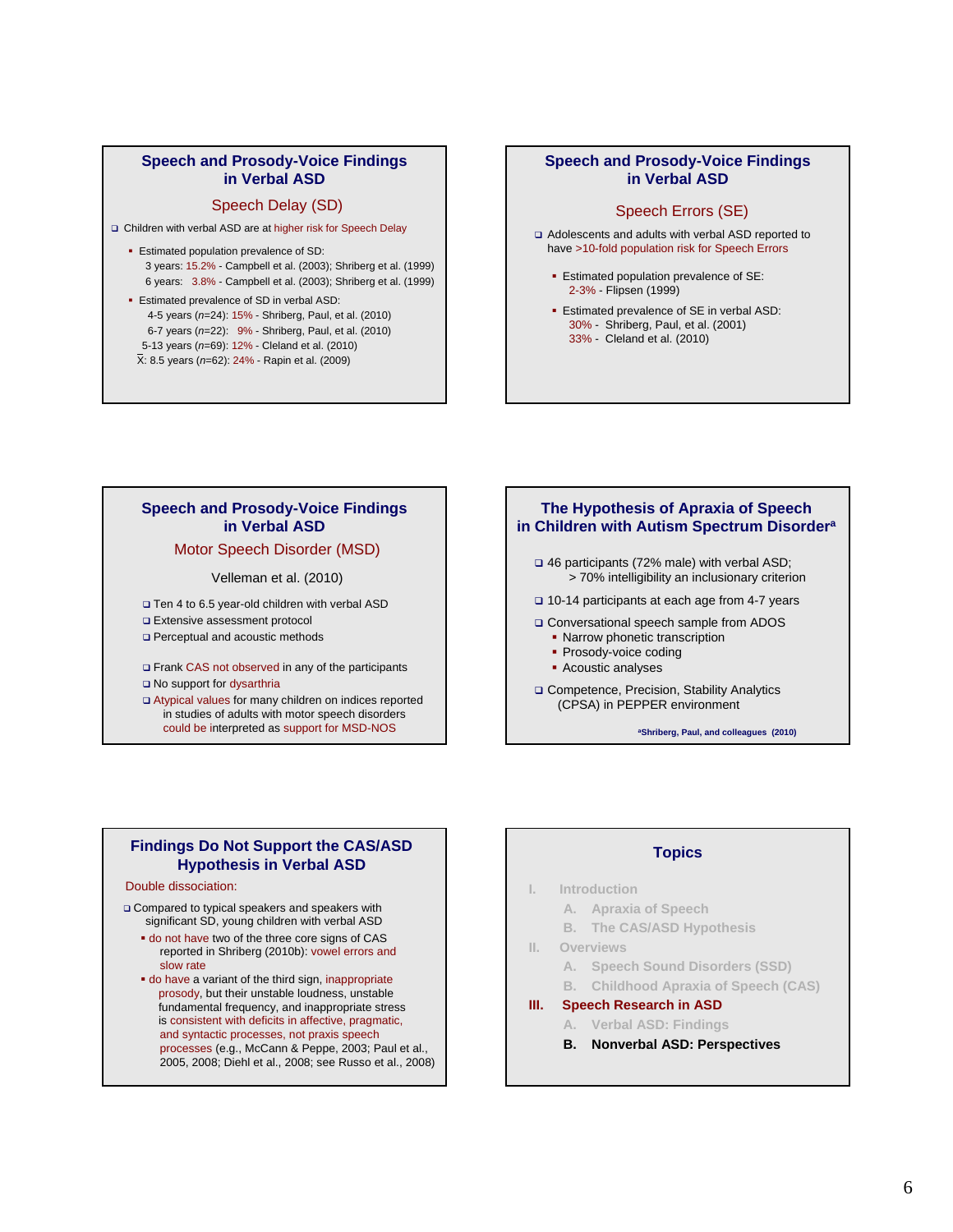## Speech and Prosody-Voice Findings in Verbal ASD

### Speech Delay (SD)

- Children with verbal ASD are at higher risk for Speech Delay
  - Estimated population prevalence of SD:
    - 3 years: 15.2% - Campbell et al. (2003); Shriberg et al. (1999)
    - 6 years: 3.8% - Campbell et al. (2003); Shriberg et al. (1999)
  - Estimated prevalence of SD in verbal ASD:
    - 4-5 years (*n*=24): 15% - Shriberg, Paul, et al. (2010)
    - 6-7 years (*n*=22): 9% - Shriberg, Paul, et al. (2010)
    - 5-13 years (*n*=69): 12% - Cleland et al. (2010)
    - $\bar{X}$: 8.5 years (*n*=62): 24% - Rapin et al. (2009)

## Speech and Prosody-Voice Findings in Verbal ASD

### Speech Errors (SE)

- Adolescents and adults with verbal ASD reported to have >10-fold population risk for Speech Errors
  - Estimated population prevalence of SE: 2-3% - Flipsen (1999)
  - Estimated prevalence of SE in verbal ASD:
    - 30% - Shriberg, Paul, et al. (2001)
    - 33% - Cleland et al. (2010)

## Speech and Prosody-Voice Findings in Verbal ASD

### Motor Speech Disorder (MSD)

Velleman et al. (2010)

- Ten 4 to 6.5 year-old children with verbal ASD
- Extensive assessment protocol
- Perceptual and acoustic methods

- Frank CAS not observed in any of the participants
- No support for dysarthria
- Atypical values for many children on indices reported in studies of adults with motor speech disorders could be interpreted as support for MSD-NOS

## The Hypothesis of Apraxia of Speech in Children with Autism Spectrum Disorder[a]

- 46 participants (72% male) with verbal ASD; > 70% intelligibility an inclusionary criterion
- 10-14 participants at each age from 4-7 years
- Conversational speech sample from ADOS
  - Narrow phonetic transcription
  - Prosody-voice coding
  - Acoustic analyses
- Competence, Precision, Stability Analytics (CPSA) in PEPPER environment

[a]Shriberg, Paul, and colleagues (2010)

## Findings Do Not Support the CAS/ASD Hypothesis in Verbal ASD

Double dissociation:

- Compared to typical speakers and speakers with significant SD, young children with verbal ASD
  - do not have two of the three core signs of CAS reported in Shriberg (2010b): vowel errors and slow rate
  - do have a variant of the third sign, inappropriate prosody, but their unstable loudness, unstable fundamental frequency, and inappropriate stress is consistent with deficits in affective, pragmatic, and syntactic processes, not praxis speech processes (e.g., McCann & Peppe, 2003; Paul et al., 2005, 2008; Diehl et al., 2008; see Russo et al., 2008)

## Topics

- I. Introduction
  - A. Apraxia of Speech
  - B. The CAS/ASD Hypothesis
- II. Overviews
  - A. Speech Sound Disorders (SSD)
  - B. Childhood Apraxia of Speech (CAS)
- **III. Speech Research in ASD**
  - A. Verbal ASD: Findings
  - **B. Nonverbal ASD: Perspectives**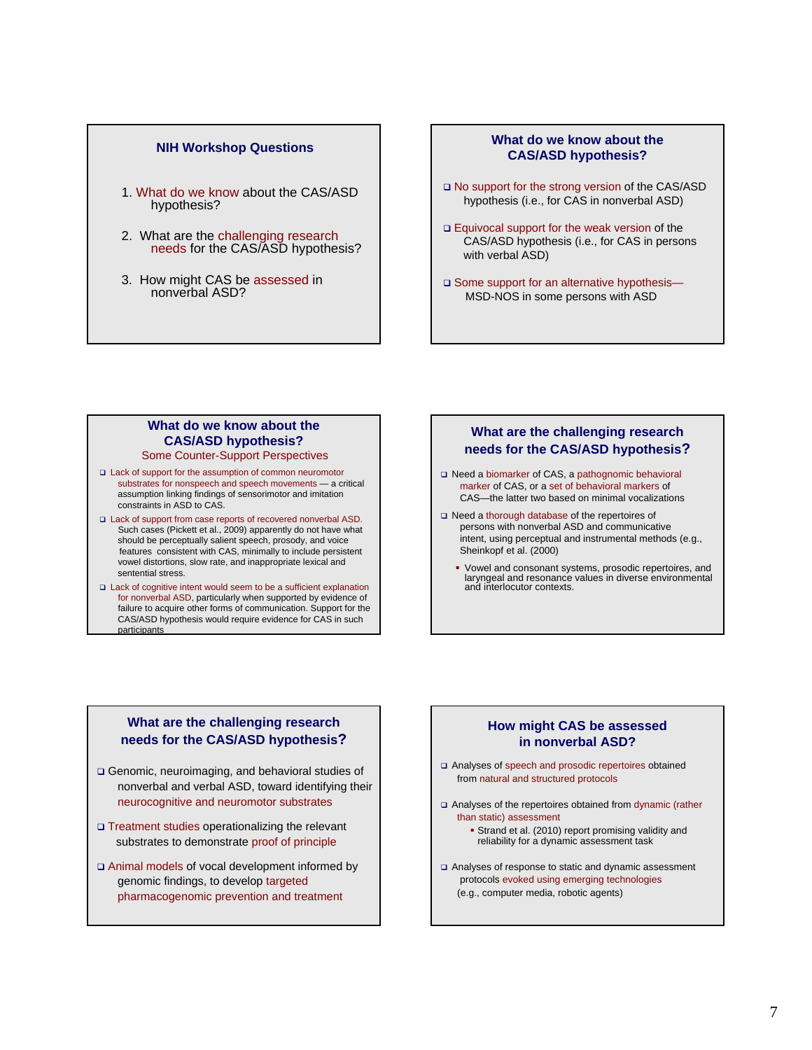## NIH Workshop Questions

1. What do we know about the CAS/ASD hypothesis?
2. What are the challenging research needs for the CAS/ASD hypothesis?
3. How might CAS be assessed in nonverbal ASD?

## What do we know about the CAS/ASD hypothesis?

- No support for the strong version of the CAS/ASD hypothesis (i.e., for CAS in nonverbal ASD)
- Equivocal support for the weak version of the CAS/ASD hypothesis (i.e., for CAS in persons with verbal ASD)
- Some support for an alternative hypothesis—MSD-NOS in some persons with ASD

## What do we know about the CAS/ASD hypothesis?

### Some Counter-Support Perspectives

- Lack of support for the assumption of common neuromotor substrates for nonspeech and speech movements — a critical assumption linking findings of sensorimotor and imitation constraints in ASD to CAS.
- Lack of support from case reports of recovered nonverbal ASD. Such cases (Pickett et al., 2009) apparently do not have what should be perceptually salient speech, prosody, and voice features consistent with CAS, minimally to include persistent vowel distortions, slow rate, and inappropriate lexical and sentential stress.
- Lack of cognitive intent would seem to be a sufficient explanation for nonverbal ASD, particularly when supported by evidence of failure to acquire other forms of communication. Support for the CAS/ASD hypothesis would require evidence for CAS in such participants

## What are the challenging research needs for the CAS/ASD hypothesis?

- Need a biomarker of CAS, a pathognomic behavioral marker of CAS, or a set of behavioral markers of CAS—the latter two based on minimal vocalizations
- Need a thorough database of the repertoires of persons with nonverbal ASD and communicative intent, using perceptual and instrumental methods (e.g., Sheinkopf et al. (2000)
  - Vowel and consonant systems, prosodic repertoires, and laryngeal and resonance values in diverse environmental and interlocutor contexts.

## What are the challenging research needs for the CAS/ASD hypothesis?

- Genomic, neuroimaging, and behavioral studies of nonverbal and verbal ASD, toward identifying their neurocognitive and neuromotor substrates
- Treatment studies operationalizing the relevant substrates to demonstrate proof of principle
- Animal models of vocal development informed by genomic findings, to develop targeted pharmacogenomic prevention and treatment

## How might CAS be assessed in nonverbal ASD?

- Analyses of speech and prosodic repertoires obtained from natural and structured protocols
- Analyses of the repertoires obtained from dynamic (rather than static) assessment
  - Strand et al. (2010) report promising validity and reliability for a dynamic assessment task
- Analyses of response to static and dynamic assessment protocols evoked using emerging technologies (e.g., computer media, robotic agents)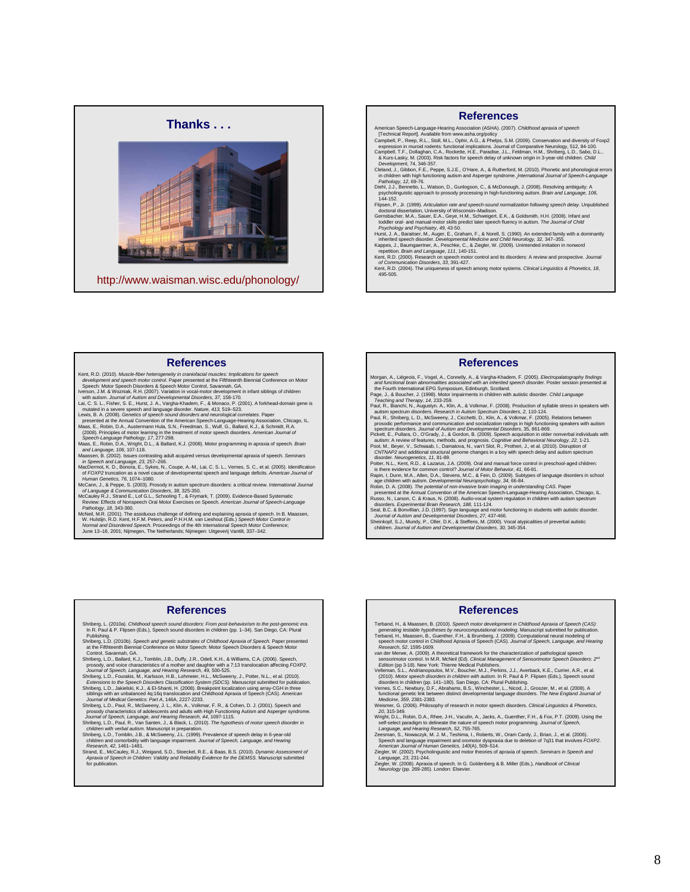## Thanks . . .

http://www.waisman.wisc.edu/phonology/

## References

American Speech-Language-Hearing Association (ASHA). (2007). *Childhood apraxia of speech* [Technical Report]. Available from www.asha.org/policy

Campbell, P., Reep, R.L., Stoll, M.L., Ophir, A.G., & Phelps, S.M. (2009). Conservation and diversity of Foxp2 expression in muroid rodents: functional implications. Journal of Comparative Neurology, 512, 84-100.

Campbell, T.F., Dollaghan, C.A., Rockette, H.E., Paradise, J.L., Feldman, H.M., Shriberg, L.D., Sabo, D.L., & Kurs-Lasky, M. (2003). Risk factors for speech delay of unknown origin in 3-year-old children. *Child Development*, 74, 346-357.

Cleland, J., Gibbon, F.E., Peppe, S.J.E., O'Hare, A., & Rutherford, M. (2010). Phonetic and phonological errors in children with high functioning autism and Asperger syndrome. *International Journal of Speech-Language Pathology*, *12*, 69-76.

Diehl, J.J., Bennetto, L., Watson, D., Gunlogson, C., & McDonough, J. (2008). Resolving ambiguity: A psycholinguistic approach to prosody processing in high-functioning autism. *Brain and Language, 106,* 144-152.

Flipsen, P., Jr. (1999). *Articulation rate and speech-sound normalization following speech delay*. Unpublished doctoral dissertation, University of Wisconsin–Madison.

Gernsbacher, M.A., Sauer, E.A., Geye, H.M., Schweigert, E.K., & Goldsmith, H.H. (2008). Infant and toddler oral- and manual-motor skills predict later speech fluency in autism. *The Journal of Child Psychology and Psychiatry*, *49*, 43-50.

Hurst, J. A., Baraitser, M., Auger, E., Graham, F., & Norell, S. (1990). An extended family with a dominantly inherited speech disorder. *Developmental Medicine and Child Neurology, 32*, 347–355.

Kappes, J., Baumgaertner, A., Peschke, C., & Ziegler, W. (2009). Unintended imitation in nonword repetition. *Brain and Language*, *111*, 140-151.

Kent, R.D. (2000). Research on speech motor control and its disorders: A review and prospective. *Journal of Communication Disorders*, *33*, 391-427.

Kent, R.D. (2004). The uniqueness of speech among motor systems. *Clinical Linguistics & Phonetics*, *18*, 495-505.

## References

Kent, R.D. (2010). *Muscle-fiber heterogeneity in craniofacial muscles: Implications for speech development and speech motor control*. Paper presented at the Fifthteenth Biennial Conference on Motor Speech: Motor Speech Disorders & Speech Motor Control, Savannah, GA.

Iverson, J.M. & Wozniak, R.H. (2007). Variation in vocal-motor development in infant siblings of children with autism. *Journal of Autism and Developmental Disorders, 37,* 158-170.

Lai, C. S. L., Fisher, S. E., Hurst, J. A., Vargha-Khadem, F., & Monaco, P. (2001). A forkhead-domain gene is mutated in a severe speech and language disorder. *Nature, 413*, 519–523.

Lewis, B. A. (2008). *Genetics of speech sound disorders and neurological correlates.* Paper presented at the Annual Convention of the American Speech-Language-Hearing Association, Chicago, IL.

Maas, E., Robin, D.A., Austermann Hula, S.N., Freedman, S., Wulf, G., Ballard, K.J., & Schmidt, R.A. (2008). Principles of motor learning in the treatment of motor speech disorders. *American Journal of Speech-Language Pathology*, *17*, 277-298.

Maas, E., Robin, D.A., Wright, D.L., & Ballard, K.J. (2008). Motor programming in apraxia of speech. *Brain and Language*, *106*, 107-118.

Maassen, B. (2002). Issues contrasting adult acquired versus developmental apraxia of speech. *Seminars in Speech and Language, 23,* 257–266.

MacDermot, K. D., Bonora, E., Sykes, N., Coupe, A.-M., Lai, C. S. L., Vernes, S. C., et al. (2005). Identification of *FOXP2* truncation as a novel cause of developmental speech and language deficits. *American Journal of Human Genetics, 76*, 1074–1080.

McCann, J., & Peppe, S. (2003). Prosody in autism spectrum disorders: a critical review. *International Journal of Language & Communication Disorders*, *38*, 325-350.

McCauley R.J., Strand E., Lof G.L., Schooling T., & Frymark, T. (2009). Evidence-Based Systematic Review: Effects of Nonspeech Oral Motor Exercises on Speech. *American Journal of Speech-Language Pathology*, *18*, 343-360.

McNeil, M.R. (2001). The assiduous challenge of defining and explaining apraxia of speech. In B. Maassen, W. Hulstijn, R.D. Kent, H.F.M. Peters, and P.H.H.M. van Lieshout (Eds.) *Speech Motor Control in Normal and Disordered Speech.* Proceedings of the 4th International Speech Motor Conference; June 13–16, 2001; Nijmegen, The Netherlands; Nijmegen: Uitgeverij Vantilt, 337–342.

## References

Morgan, A., Liégeois, F., Vogel, A., Connelly, A., & Vargha-Khadem, F. (2005). *Electropalatography findings and functional brain abnormalities associated with an inherited speech disorder.* Poster session presented at the Fourth International EPG Symposium, Edinburgh, Scotland.

Page, J., & Boucher, J. (1998). Motor impairments in children with autistic disorder. *Child Language Teaching and Therapy*, *14*, 233-259.

Paul, R., Bianchi, N., Augustyn, A., Klin, A., & Volkmar, F. (2008). Production of syllable stress in speakers with autism spectrum disorders. *Research in Autism Spectrum Disorders, 2,* 110-124.

Paul, R., Shriberg, L. D., McSweeny, J., Cicchetti, D., Klin, A., & Volkmar, F. (2005). Relations between prosodic performance and communication and socialization ratings in high functioning speakers with autism spectrum disorders. *Journal of Autism and Developmental Disorders*, *35*, 861-869.

Pickett, E., Pullara, O., O'Grady, J., & Gordon, B. (2009). Speech acquisition in older nonverbal individuals with autism: A review of features, methods, and prognosis. *Cognitive and Behavioral Neurology*, *22*, 1-21.

Poot, M., Beyer, V., Schwaab, I., Damatova, N., van't Slot, R., Protheri, J., et al. (2010). Disruption of *CNTNAP2* and additional structural genome changes in a boy with speech delay and autism spectrum disorder. *Neurogenetics*, *11*, 81-89.

Potter, N.L., Kent, R.D., & Lazarus, J.A. (2009). Oral and manual force control in preschool-aged children: is there evidence for common control? *Journal of Motor Behavior*, *41*, 66-81.

Rapin, I, Dunn, M.A., Allen, D.A., Stevens, M.C., & Fein, D. (2009). Subtypes of language disorders in school age children with autism. *Developmental Neuropsychology*, *34*, 66-84.

Robin, D. A. (2008). *The potential of non-invasive brain imaging in understanding CAS*. Paper presented at the Annual Convention of the American Speech-Language-Hearing Association, Chicago, IL.

Russo, N., Larson, C., & Kraus, N. (2008). Audio-vocal system regulation in children with autism spectrum disorders. *Experimental Brain Research*, *188*, 111-124.

Seal, B.C. & Bonvillian, J.D. (1997). Sign language and motor functioning in students with autistic disorder. *Journal of Autism and Developmental Disorders*, *27*, 437-466.

Sheinkopf, S.J., Mundy, P., Oller, D.K., & Steffens, M. (2000). Vocal atypicalities of preverbal autistic children. *Journal of Autism and Developmental Disorders*, *30*, 345-354.

## References

Shriberg, L. (2010a). *Childhood speech sound disorders: From post-behaviorism to the post-genomic era.* In R. Paul & P. Flipsen (Eds.), Speech sound disorders in children (pp. 1–34). San Diego, CA: Plural Publishing.

Shriberg, L.D. (2010b). *Speech and genetic substrates of Childhood Apraxia of Speech.* Paper presented at the Fifthteenth Biennial Conference on Motor Speech: Motor Speech Disorders & Speech Motor Control, Savannah, GA.

Shriberg, L.D., Ballard, K.J., Tomblin, J.B., Duffy, J.R., Odell, K.H., & Williams, C.A. (2006). Speech, prosody, and voice characteristics of a mother and daughter with a 7;13 translocation affecting *FOXP2*. *Journal of Speech, Language, and Hearing Research*, 49, 500-525.

Shriberg, L.D., Fourakis, M., Karlsson, H.B., Lohmeier, H.L., McSweeny, J., Potter, N.L., et al. (2010). *Extensions to the Speech Disorders Classification System (SDCS).* Manuscript submitted for publication.

Shriberg, L.D., Jakielski, K.J., & El-Shanti, H. (2008). Breakpoint localization using array-CGH in three siblings with an unbalanced 4q;16q translocation and Childhood Apraxia of Speech (CAS). *American Journal of Medical Genetics: Part A*, 146A, 2227-2233.

Shriberg, L.D., Paul, R., McSweeny, J. L., Klin, A., Volkmar, F. R., & Cohen, D. J. (2001). Speech and prosody characteristics of adolescents and adults with High Functioning Autism and Asperger syndrome. *Journal of Speech, Language, and Hearing Research*, *44*, 1097-1115.

Shriberg, L.D., Paul, R., Van Santen, J., & Black, L. (2010). *The hypothesis of motor speech disorder in children with verbal autism.* Manuscript in preparation.

Shriberg, L.D., Tomblin, J.B., & McSweeny, J.L. (1999). Prevalence of speech delay in 6-year-old children and comorbidity with language impairment. *Journal of Speech, Language, and Hearing Research, 42*, 1461–1481.

Strand, E., McCauley, R.J., Weigand, S.D., Stoeckel, R.E., & Baas, B.S. (2010). *Dynamic Assessment of Apraxia of Speech in Children: Validity and Reliability Evidence for the DEMSS.* Manuscript submitted for publication.

## References

Terband, H., & Maassen, B. (2010). *Speech motor development in Childhood Apraxia of Speech (CAS): generating testable hypotheses by neurocomputational modeling.* Manuscript submitted for publication.

Terband, H., Maassen, B., Guenther, F.H., & Brumberg, J. (2009). Computational neural modeling of speech motor control in Childhood Apraxia of Speech (CAS). *Journal of Speech, Language, and Hearing Research*, *52*, 1595-1609.

van der Merwe, A. (2009). A theoretical framework for the characterization of pathological speech sensorimotor control. In M.R. McNeil (Ed). *Clinical Management of Sensorimotor Speech Disorders: 2nd Edition* (pp 3-18). New York: Thieme Medical Publishers.

Velleman, S.L., Andrianopoulos, M.V., Boucher, M.J., Perkins, J.J., Averback, K.E., Currier, A.R., et al. (2010). *Motor speech disorders in children with autism.* In R. Paul & P. Flipsen (Eds.), Speech sound disorders in children (pp. 141–180). San Diego, CA: Plural Publishing.

Vernes, S.C., Newbury, D.F., Abrahams, B.S., Winchester, L., Nicod, J., Groszer, M., et al. (2008). A functional genetic link between distinct developmental language disorders. *The New England Journal of Medicine*, *359*, 2381-2383.

Weismer, G. (2006). Philosophy of research in motor speech disorders. *Clinical Linguistics & Phonetics*, *20*, 315-349.

Wright, D.L., Robin, D.A., Rhee, J-H., Vaculin, A., Jacks, A., Guenther, F.H., & Fox, P.T. (2009). Using the self-select paradigm to delineate the nature of speech motor programming. *Journal of Speech, Language, and Hearing Research, 52*, 755-765.

Zeesman, S., Nowaczyk, M. J. M., Teshima, I., Roberts, W., Oram Cardy, J., Brian, J., et al. (2006). Speech and language impairment and oromotor dyspraxia due to deletion of 7q31 that involves *FOXP2*. *American Journal of Human Genetics, 140*(A), 509–514.

Ziegler, W. (2002). Psycholinguistic and motor theories of apraxia of speech. *Seminars in Speech and Language*, *23*, 231-244.

Ziegler, W. (2008). Apraxia of speech. In G. Goldenberg & B. Miller (Eds.), *Handbook of Clinical Neurology* (pp. 269-285). London: Elsevier.